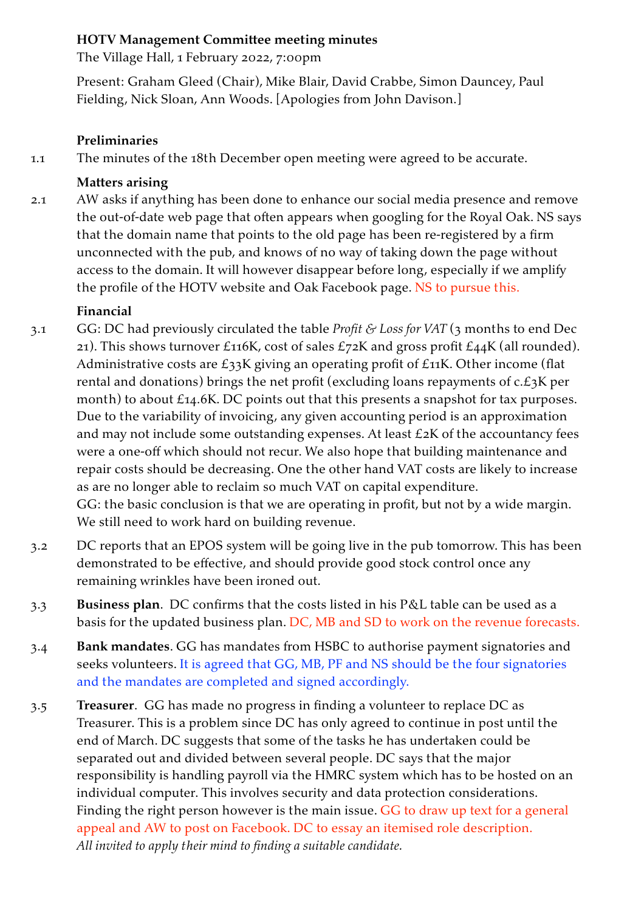**HOTV Management Committee meeting minutes**

The Village Hall, 1 February 2022, 7:00pm

Present: Graham Gleed (Chair), Mike Blair, David Crabbe, Simon Dauncey, Paul Fielding, Nick Sloan, Ann Woods. [Apologies from John Davison.]

**Preliminaries**

1.1 The minutes of the 18th December open meeting were agreed to be accurate.

**Matters arising**

2.1 AW asks if anything has been done to enhance our social media presence and remove the out-of-date web page that often appears when googling for the Royal Oak. NS says that the domain name that points to the old page has been re-registered by a firm unconnected with the pub, and knows of no way of taking down the page without access to the domain. It will however disappear before long, especially if we amplify the profile of the HOTV website and Oak Facebook page. NS to pursue this.

**Financial**

3.1 GG: DC had previously circulated the table *Profit & Loss for VAT* (3 months to end Dec 21). This shows turnover £116K, cost of sales £72K and gross profit £44K (all rounded). Administrative costs are £33K giving an operating profit of £11K. Other income (flat rental and donations) brings the net profit (excluding loans repayments of c.£3K per month) to about £14.6K. DC points out that this presents a snapshot for tax purposes. Due to the variability of invoicing, any given accounting period is an approximation and may not include some outstanding expenses. At least £2K of the accountancy fees were a one-off which should not recur. We also hope that building maintenance and repair costs should be decreasing. One the other hand VAT costs are likely to increase as are no longer able to reclaim so much VAT on capital expenditure.
GG: the basic conclusion is that we are operating in profit, but not by a wide margin. We still need to work hard on building revenue.

3.2 DC reports that an EPOS system will be going live in the pub tomorrow. This has been demonstrated to be effective, and should provide good stock control once any remaining wrinkles have been ironed out.

3.3 **Business plan**. DC confirms that the costs listed in his P&L table can be used as a basis for the updated business plan. DC, MB and SD to work on the revenue forecasts.

3.4 **Bank mandates**. GG has mandates from HSBC to authorise payment signatories and seeks volunteers. It is agreed that GG, MB, PF and NS should be the four signatories and the mandates are completed and signed accordingly.

3.5 **Treasurer**. GG has made no progress in finding a volunteer to replace DC as Treasurer. This is a problem since DC has only agreed to continue in post until the end of March. DC suggests that some of the tasks he has undertaken could be separated out and divided between several people. DC says that the major responsibility is handling payroll via the HMRC system which has to be hosted on an individual computer. This involves security and data protection considerations. Finding the right person however is the main issue. GG to draw up text for a general appeal and AW to post on Facebook. DC to essay an itemised role description.
*All invited to apply their mind to finding a suitable candidate.*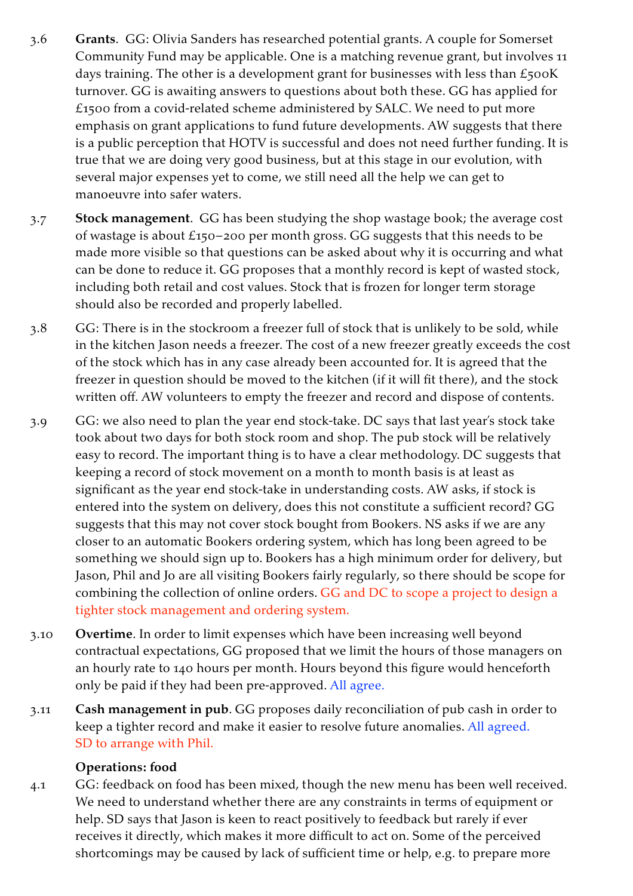3.6 **Grants**. GG: Olivia Sanders has researched potential grants. A couple for Somerset Community Fund may be applicable. One is a matching revenue grant, but involves 11 days training. The other is a development grant for businesses with less than £500K turnover. GG is awaiting answers to questions about both these. GG has applied for £1500 from a covid-related scheme administered by SALC. We need to put more emphasis on grant applications to fund future developments. AW suggests that there is a public perception that HOTV is successful and does not need further funding. It is true that we are doing very good business, but at this stage in our evolution, with several major expenses yet to come, we still need all the help we can get to manoeuvre into safer waters.

3.7 **Stock management**. GG has been studying the shop wastage book; the average cost of wastage is about £150–200 per month gross. GG suggests that this needs to be made more visible so that questions can be asked about why it is occurring and what can be done to reduce it. GG proposes that a monthly record is kept of wasted stock, including both retail and cost values. Stock that is frozen for longer term storage should also be recorded and properly labelled.

3.8 GG: There is in the stockroom a freezer full of stock that is unlikely to be sold, while in the kitchen Jason needs a freezer. The cost of a new freezer greatly exceeds the cost of the stock which has in any case already been accounted for. It is agreed that the freezer in question should be moved to the kitchen (if it will fit there), and the stock written off. AW volunteers to empty the freezer and record and dispose of contents.

3.9 GG: we also need to plan the year end stock-take. DC says that last year's stock take took about two days for both stock room and shop. The pub stock will be relatively easy to record. The important thing is to have a clear methodology. DC suggests that keeping a record of stock movement on a month to month basis is at least as significant as the year end stock-take in understanding costs. AW asks, if stock is entered into the system on delivery, does this not constitute a sufficient record? GG suggests that this may not cover stock bought from Bookers. NS asks if we are any closer to an automatic Bookers ordering system, which has long been agreed to be something we should sign up to. Bookers has a high minimum order for delivery, but Jason, Phil and Jo are all visiting Bookers fairly regularly, so there should be scope for combining the collection of online orders. GG and DC to scope a project to design a tighter stock management and ordering system.

3.10 **Overtime**. In order to limit expenses which have been increasing well beyond contractual expectations, GG proposed that we limit the hours of those managers on an hourly rate to 140 hours per month. Hours beyond this figure would henceforth only be paid if they had been pre-approved. All agree.

3.11 **Cash management in pub**. GG proposes daily reconciliation of pub cash in order to keep a tighter record and make it easier to resolve future anomalies. All agreed. SD to arrange with Phil.

**Operations: food**

4.1 GG: feedback on food has been mixed, though the new menu has been well received. We need to understand whether there are any constraints in terms of equipment or help. SD says that Jason is keen to react positively to feedback but rarely if ever receives it directly, which makes it more difficult to act on. Some of the perceived shortcomings may be caused by lack of sufficient time or help, e.g. to prepare more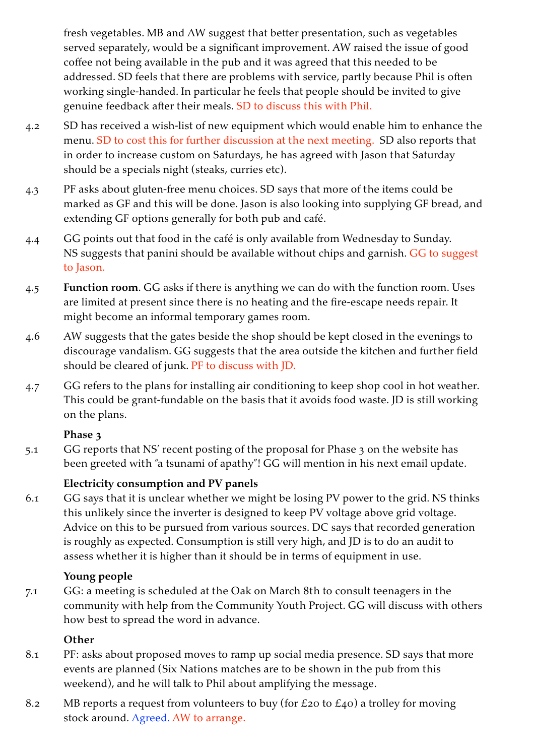fresh vegetables. MB and AW suggest that better presentation, such as vegetables served separately, would be a significant improvement. AW raised the issue of good coffee not being available in the pub and it was agreed that this needed to be addressed. SD feels that there are problems with service, partly because Phil is often working single-handed. In particular he feels that people should be invited to give genuine feedback after their meals. SD to discuss this with Phil.

4.2 SD has received a wish-list of new equipment which would enable him to enhance the menu. SD to cost this for further discussion at the next meeting. SD also reports that in order to increase custom on Saturdays, he has agreed with Jason that Saturday should be a specials night (steaks, curries etc).

4.3 PF asks about gluten-free menu choices. SD says that more of the items could be marked as GF and this will be done. Jason is also looking into supplying GF bread, and extending GF options generally for both pub and café.

4.4 GG points out that food in the café is only available from Wednesday to Sunday. NS suggests that panini should be available without chips and garnish. GG to suggest to Jason.

4.5 **Function room**. GG asks if there is anything we can do with the function room. Uses are limited at present since there is no heating and the fire-escape needs repair. It might become an informal temporary games room.

4.6 AW suggests that the gates beside the shop should be kept closed in the evenings to discourage vandalism. GG suggests that the area outside the kitchen and further field should be cleared of junk. PF to discuss with JD.

4.7 GG refers to the plans for installing air conditioning to keep shop cool in hot weather. This could be grant-fundable on the basis that it avoids food waste. JD is still working on the plans.

**Phase 3**

5.1 GG reports that NS' recent posting of the proposal for Phase 3 on the website has been greeted with "a tsunami of apathy"! GG will mention in his next email update.

**Electricity consumption and PV panels**

6.1 GG says that it is unclear whether we might be losing PV power to the grid. NS thinks this unlikely since the inverter is designed to keep PV voltage above grid voltage. Advice on this to be pursued from various sources. DC says that recorded generation is roughly as expected. Consumption is still very high, and JD is to do an audit to assess whether it is higher than it should be in terms of equipment in use.

**Young people**

7.1 GG: a meeting is scheduled at the Oak on March 8th to consult teenagers in the community with help from the Community Youth Project. GG will discuss with others how best to spread the word in advance.

**Other**

8.1 PF: asks about proposed moves to ramp up social media presence. SD says that more events are planned (Six Nations matches are to be shown in the pub from this weekend), and he will talk to Phil about amplifying the message.

8.2 MB reports a request from volunteers to buy (for £20 to £40) a trolley for moving stock around. Agreed. AW to arrange.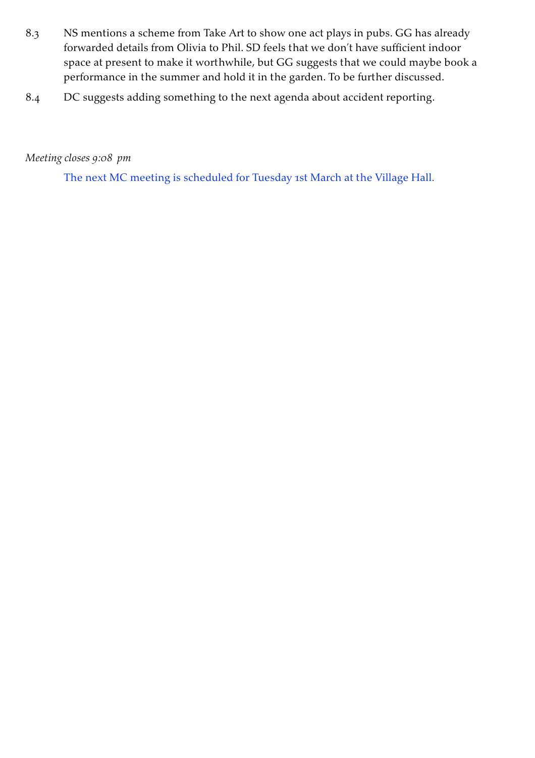8.3 NS mentions a scheme from Take Art to show one act plays in pubs. GG has already forwarded details from Olivia to Phil. SD feels that we don't have sufficient indoor space at present to make it worthwhile, but GG suggests that we could maybe book a performance in the summer and hold it in the garden. To be further discussed.

8.4 DC suggests adding something to the next agenda about accident reporting.

*Meeting closes 9:08 pm*

The next MC meeting is scheduled for Tuesday 1st March at the Village Hall.